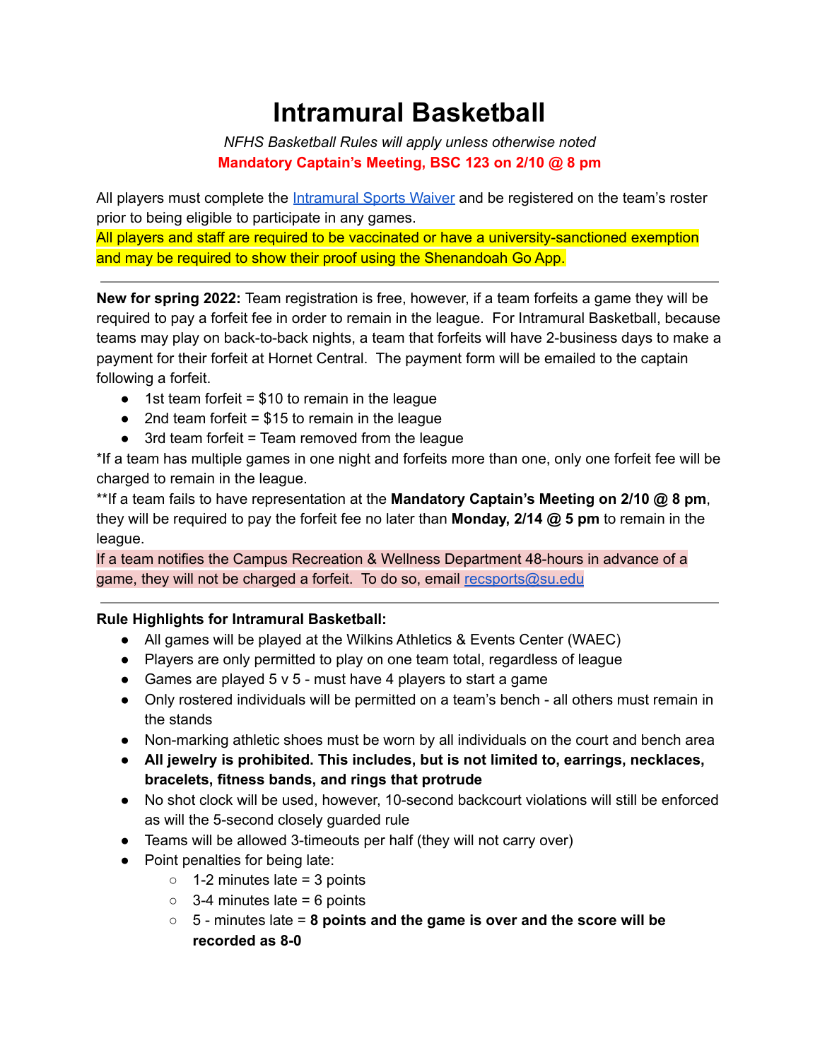# Intramural Basketball

*NFHS Basketball Rules will apply unless otherwise noted*

**Mandatory Captain's Meeting, BSC 123 on 2/10 @ 8 pm**

All players must complete the [Intramural Sports Waiver]() and be registered on the team's roster prior to being eligible to participate in any games.

All players and staff are required to be vaccinated or have a university-sanctioned exemption and may be required to show their proof using the Shenandoah Go App.

---

**New for spring 2022:** Team registration is free, however, if a team forfeits a game they will be required to pay a forfeit fee in order to remain in the league. For Intramural Basketball, because teams may play on back-to-back nights, a team that forfeits will have 2-business days to make a payment for their forfeit at Hornet Central. The payment form will be emailed to the captain following a forfeit.

- 1st team forfeit = $10 to remain in the league
- 2nd team forfeit = $15 to remain in the league
- 3rd team forfeit = Team removed from the league

*If a team has multiple games in one night and forfeits more than one, only one forfeit fee will be charged to remain in the league.

**If a team fails to have representation at the **Mandatory Captain's Meeting on 2/10 @ 8 pm**, they will be required to pay the forfeit fee no later than **Monday, 2/14 @ 5 pm** to remain in the league.

If a team notifies the Campus Recreation & Wellness Department 48-hours in advance of a game, they will not be charged a forfeit. To do so, email [recsports@su.edu](mailto:recsports@su.edu)

---

**Rule Highlights for Intramural Basketball:**

- All games will be played at the Wilkins Athletics & Events Center (WAEC)
- Players are only permitted to play on one team total, regardless of league
- Games are played 5 v 5 - must have 4 players to start a game
- Only rostered individuals will be permitted on a team's bench - all others must remain in the stands
- Non-marking athletic shoes must be worn by all individuals on the court and bench area
- **All jewelry is prohibited. This includes, but is not limited to, earrings, necklaces, bracelets, fitness bands, and rings that protrude**
- No shot clock will be used, however, 10-second backcourt violations will still be enforced as will the 5-second closely guarded rule
- Teams will be allowed 3-timeouts per half (they will not carry over)
- Point penalties for being late:
  - 1-2 minutes late = 3 points
  - 3-4 minutes late = 6 points
  - 5 - minutes late = **8 points and the game is over and the score will be recorded as 8-0**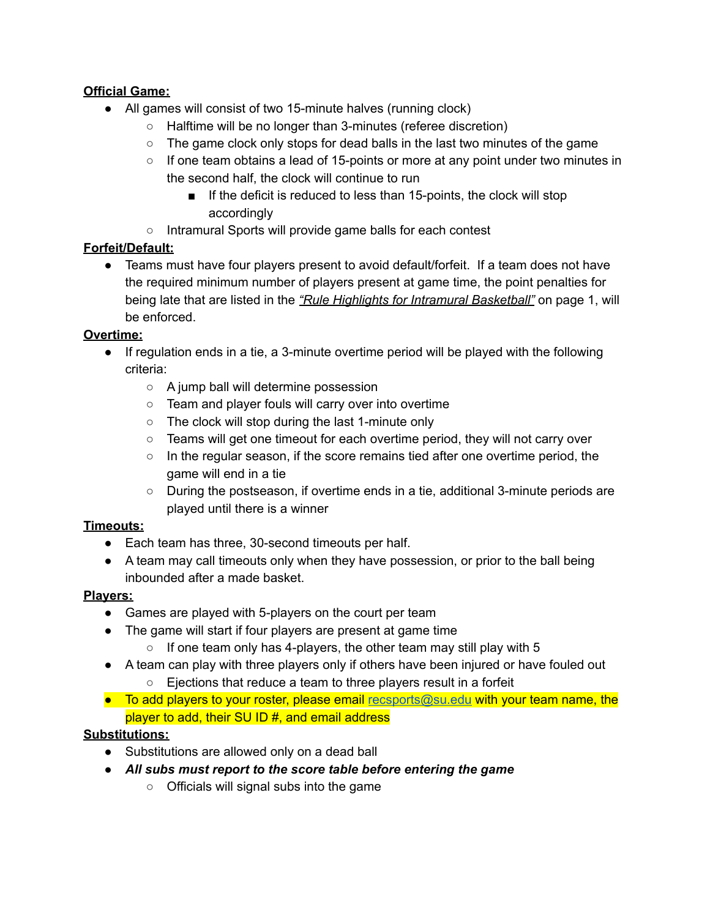**Official Game:**

- All games will consist of two 15-minute halves (running clock)
    - Halftime will be no longer than 3-minutes (referee discretion)
    - The game clock only stops for dead balls in the last two minutes of the game
    - If one team obtains a lead of 15-points or more at any point under two minutes in the second half, the clock will continue to run
        - If the deficit is reduced to less than 15-points, the clock will stop accordingly
    - Intramural Sports will provide game balls for each contest

**Forfeit/Default:**

- Teams must have four players present to avoid default/forfeit. If a team does not have the required minimum number of players present at game time, the point penalties for being late that are listed in the *"Rule Highlights for Intramural Basketball"* on page 1, will be enforced.

**Overtime:**

- If regulation ends in a tie, a 3-minute overtime period will be played with the following criteria:
    - A jump ball will determine possession
    - Team and player fouls will carry over into overtime
    - The clock will stop during the last 1-minute only
    - Teams will get one timeout for each overtime period, they will not carry over
    - In the regular season, if the score remains tied after one overtime period, the game will end in a tie
    - During the postseason, if overtime ends in a tie, additional 3-minute periods are played until there is a winner

**Timeouts:**

- Each team has three, 30-second timeouts per half.
- A team may call timeouts only when they have possession, or prior to the ball being inbounded after a made basket.

**Players:**

- Games are played with 5-players on the court per team
- The game will start if four players are present at game time
    - If one team only has 4-players, the other team may still play with 5
- A team can play with three players only if others have been injured or have fouled out
    - Ejections that reduce a team to three players result in a forfeit
- To add players to your roster, please email recsports@su.edu with your team name, the player to add, their SU ID #, and email address

**Substitutions:**

- Substitutions are allowed only on a dead ball
- ***All subs must report to the score table before entering the game***
    - Officials will signal subs into the game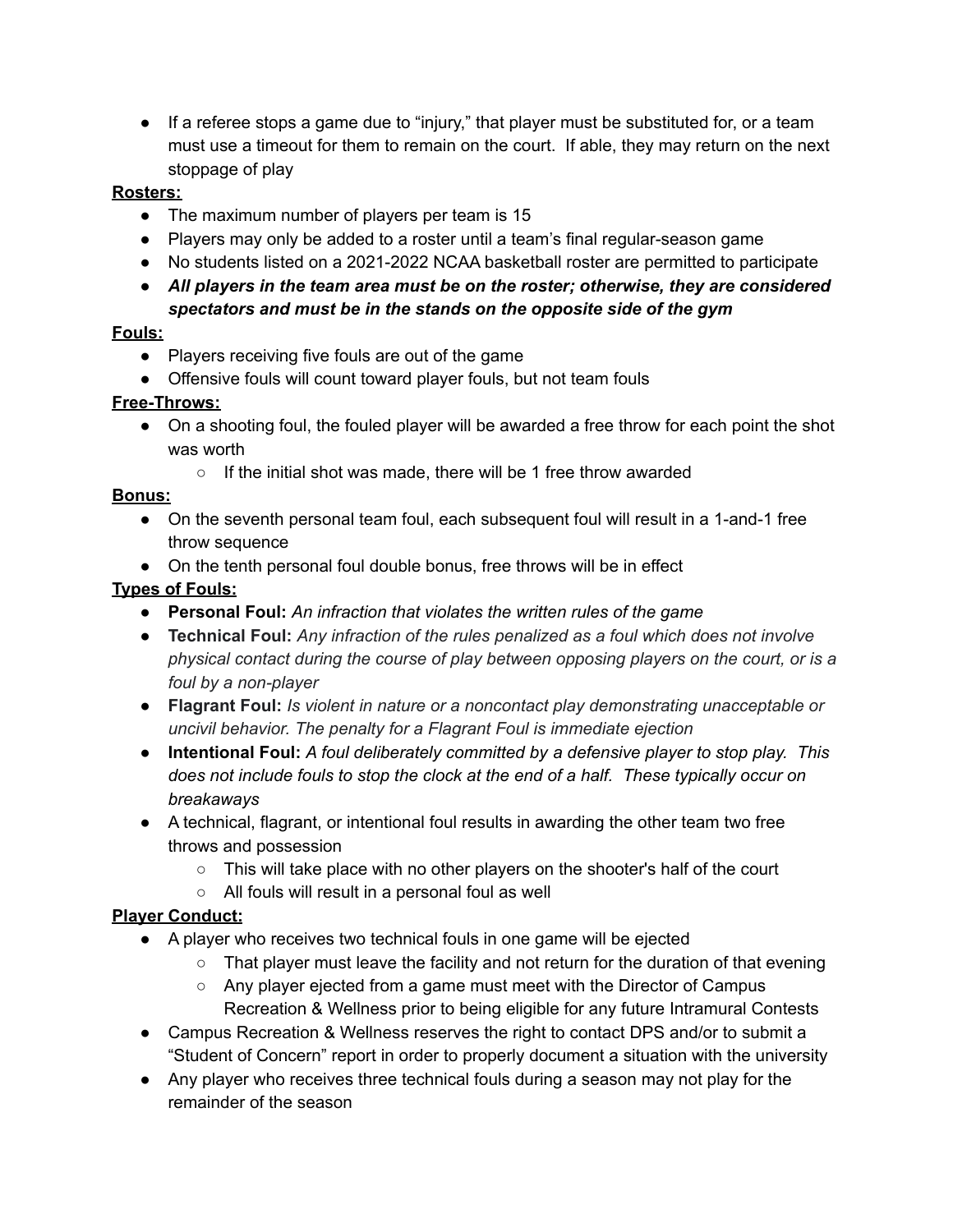- If a referee stops a game due to "injury," that player must be substituted for, or a team must use a timeout for them to remain on the court.  If able, they may return on the next stoppage of play

**Rosters:**

- The maximum number of players per team is 15
- Players may only be added to a roster until a team's final regular-season game
- No students listed on a 2021-2022 NCAA basketball roster are permitted to participate
- ***All players in the team area must be on the roster; otherwise, they are considered spectators and must be in the stands on the opposite side of the gym***

**Fouls:**

- Players receiving five fouls are out of the game
- Offensive fouls will count toward player fouls, but not team fouls

**Free-Throws:**

- On a shooting foul, the fouled player will be awarded a free throw for each point the shot was worth
  - If the initial shot was made, there will be 1 free throw awarded

**Bonus:**

- On the seventh personal team foul, each subsequent foul will result in a 1-and-1 free throw sequence
- On the tenth personal foul double bonus, free throws will be in effect

**Types of Fouls:**

- **Personal Foul:** *An infraction that violates the written rules of the game*
- **Technical Foul:** *Any infraction of the rules penalized as a foul which does not involve physical contact during the course of play between opposing players on the court, or is a foul by a non-player*
- **Flagrant Foul:** *Is violent in nature or a noncontact play demonstrating unacceptable or uncivil behavior. The penalty for a Flagrant Foul is immediate ejection*
- **Intentional Foul:** *A foul deliberately committed by a defensive player to stop play.  This does not include fouls to stop the clock at the end of a half.  These typically occur on breakaways*
- A technical, flagrant, or intentional foul results in awarding the other team two free throws and possession
  - This will take place with no other players on the shooter's half of the court
  - All fouls will result in a personal foul as well

**Player Conduct:**

- A player who receives two technical fouls in one game will be ejected
  - That player must leave the facility and not return for the duration of that evening
  - Any player ejected from a game must meet with the Director of Campus Recreation & Wellness prior to being eligible for any future Intramural Contests
- Campus Recreation & Wellness reserves the right to contact DPS and/or to submit a "Student of Concern" report in order to properly document a situation with the university
- Any player who receives three technical fouls during a season may not play for the remainder of the season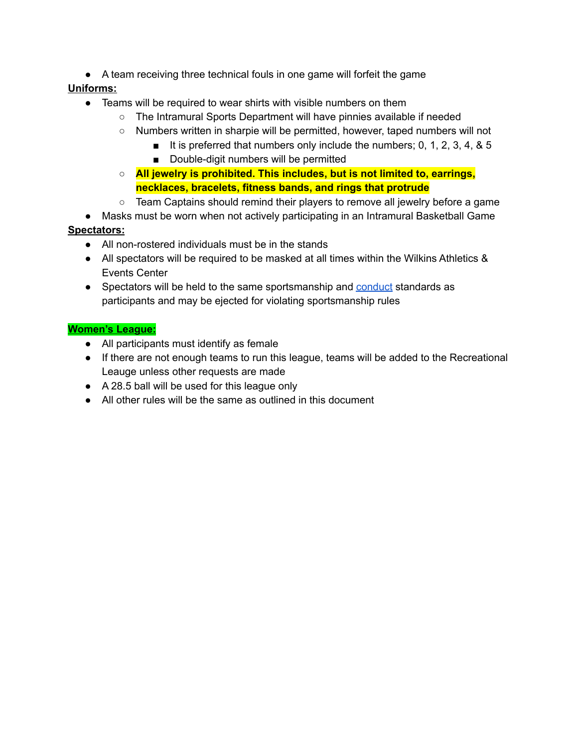- A team receiving three technical fouls in one game will forfeit the game

**Uniforms:**

- Teams will be required to wear shirts with visible numbers on them
    - The Intramural Sports Department will have pinnies available if needed
    - Numbers written in sharpie will be permitted, however, taped numbers will not
        - It is preferred that numbers only include the numbers; 0, 1, 2, 3, 4, & 5
        - Double-digit numbers will be permitted
    - **All jewelry is prohibited. This includes, but is not limited to, earrings, necklaces, bracelets, fitness bands, and rings that protrude**
    - Team Captains should remind their players to remove all jewelry before a game
- Masks must be worn when not actively participating in an Intramural Basketball Game

**Spectators:**

- All non-rostered individuals must be in the stands
- All spectators will be required to be masked at all times within the Wilkins Athletics & Events Center
- Spectators will be held to the same sportsmanship and conduct standards as participants and may be ejected for violating sportsmanship rules

**Women's League:**

- All participants must identify as female
- If there are not enough teams to run this league, teams will be added to the Recreational Leauge unless other requests are made
- A 28.5 ball will be used for this league only
- All other rules will be the same as outlined in this document